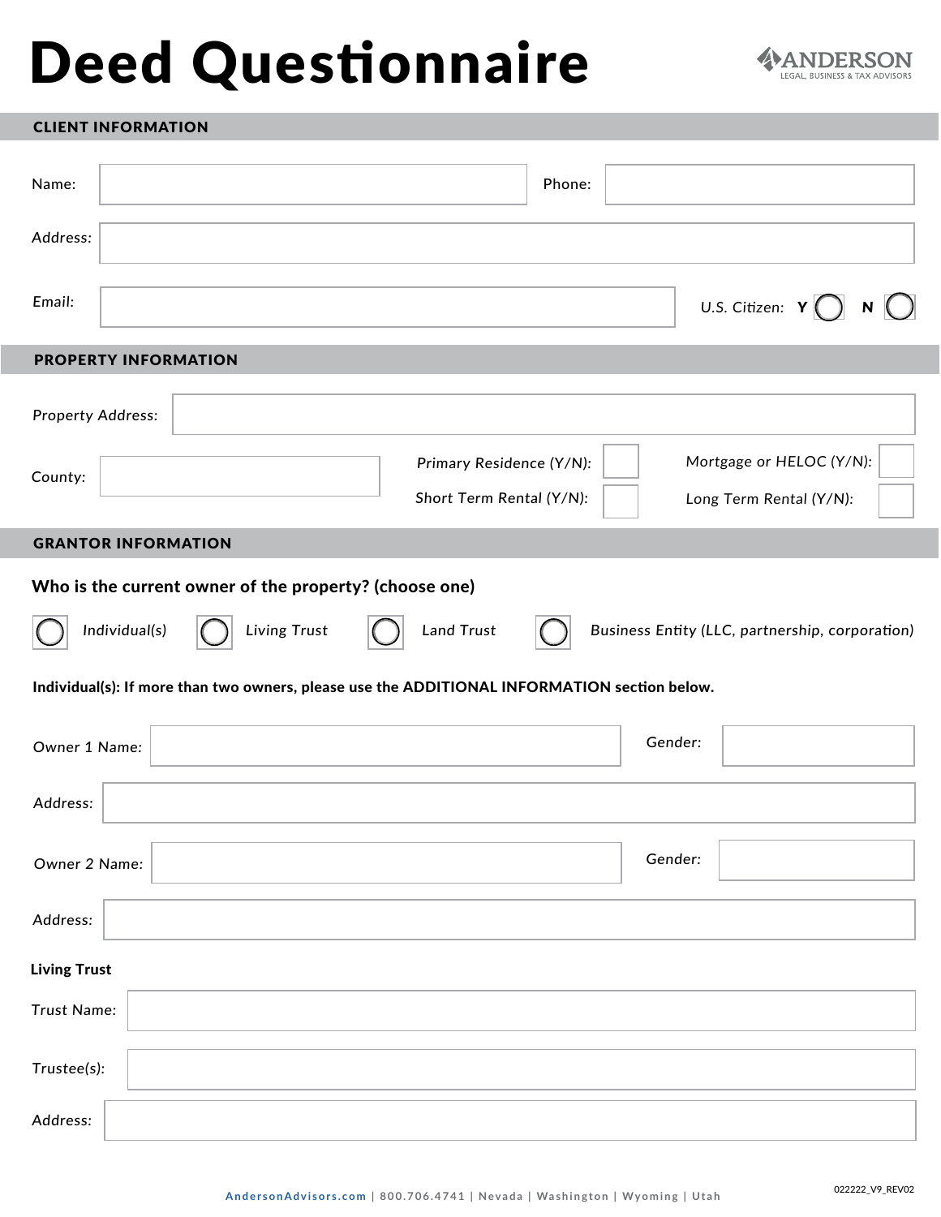# Deed Questionnaire

ANDERSON
LEGAL, BUSINESS & TAX ADVISORS

## CLIENT INFORMATION

Name: ____________________ Phone: ____________________

Address: ____________________

*Email:* ____________________ *U.S. Citizen:* **Y** ◯ **N** ◯

## PROPERTY INFORMATION

*Property Address:* ____________________

County: ____________________

*Primary Residence (Y/N):* ☐ *Mortgage or HELOC (Y/N):* ☐

*Short Term Rental (Y/N):* ☐ *Long Term Rental (Y/N):* ☐

## GRANTOR INFORMATION

**Who is the current owner of the property? (choose one)**

◯ *Individual(s)* ◯ *Living Trust* ◯ *Land Trust* ◯ *Business Entity (LLC, partnership, corporation)*

**Individual(s): If more than two owners, please use the ADDITIONAL INFORMATION section below.**

Owner 1 Name: ____________________ Gender: ____________________

Address: ____________________

Owner 2 Name: ____________________ Gender: ____________________

Address: ____________________

**Living Trust**

Trust Name: ____________________

Trustee(s): ____________________

Address: ____________________

AndersonAdvisors.com | 800.706.4741 | Nevada | Washington | Wyoming | Utah

022222_V9_REV02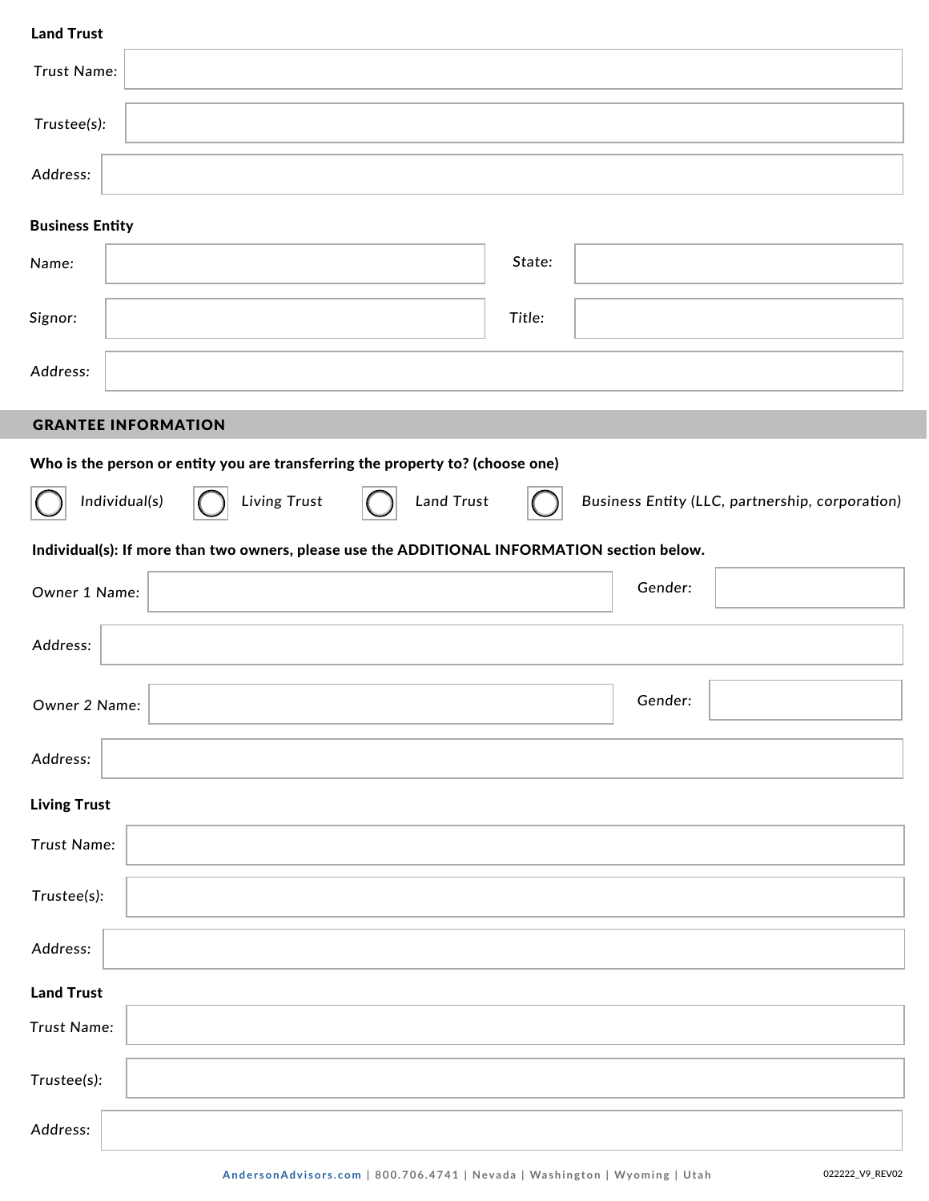**Land Trust**

Trust Name:

Trustee(s):

Address:

**Business Entity**

Name:

State:

Signor:

Title:

Address:

## GRANTEE INFORMATION

**Who is the person or entity you are transferring the property to? (choose one)**

- ○ Individual(s)
- ○ Living Trust
- ○ Land Trust
- ○ Business Entity (LLC, partnership, corporation)

**Individual(s): If more than two owners, please use the ADDITIONAL INFORMATION section below.**

Owner 1 Name:

Gender:

Address:

Owner 2 Name:

Gender:

Address:

**Living Trust**

Trust Name:

Trustee(s):

Address:

**Land Trust**

Trust Name:

Trustee(s):

Address: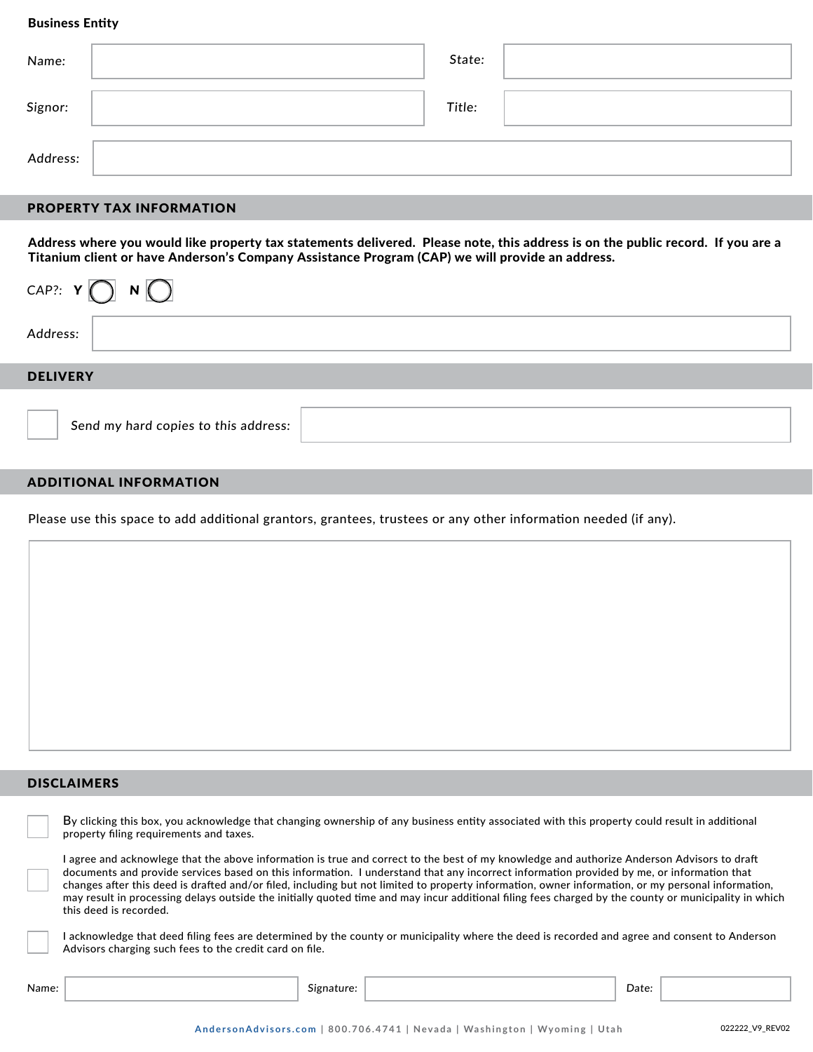**Business Entity**

*Name:* ____________________ *State:* ____________________

*Signor:* ____________________ *Title:* ____________________

*Address:* ____________________

## PROPERTY TAX INFORMATION

**Address where you would like property tax statements delivered. Please note, this address is on the public record. If you are a Titanium client or have Anderson's Company Assistance Program (CAP) we will provide an address.**

CAP?: **Y** ◯ **N** ◯

*Address:* ____________________

## DELIVERY

☐ *Send my hard copies to this address:* ____________________

## ADDITIONAL INFORMATION

Please use this space to add additional grantors, grantees, trustees or any other information needed (if any).

## DISCLAIMERS

☐ By clicking this box, you acknowledge that changing ownership of any business entity associated with this property could result in additional property filing requirements and taxes.

☐ I agree and acknowlege that the above information is true and correct to the best of my knowledge and authorize Anderson Advisors to draft documents and provide services based on this information. I understand that any incorrect information provided by me, or information that changes after this deed is drafted and/or filed, including but not limited to property information, owner information, or my personal information, may result in processing delays outside the initially quoted time and may incur additional filing fees charged by the county or municipality in which this deed is recorded.

☐ I acknowledge that deed filing fees are determined by the county or municipality where the deed is recorded and agree and consent to Anderson Advisors charging such fees to the credit card on file.

Name: ____________________ *Signature:* ____________________ *Date:* ____________________

AndersonAdvisors.com | 800.706.4741 | Nevada | Washington | Wyoming | Utah

022222_V9_REV02